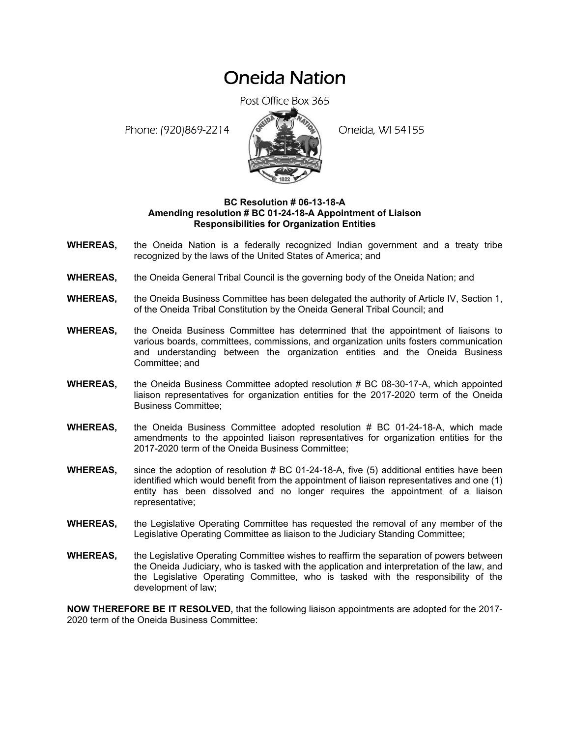# Oneida Nation

Post Office Box 365

Phone: (920)869-2214 Oneida, WI 54155

**BC Resolution # 06-13-18-A**
**Amending resolution # BC 01-24-18-A Appointment of Liaison Responsibilities for Organization Entities**

**WHEREAS,** the Oneida Nation is a federally recognized Indian government and a treaty tribe recognized by the laws of the United States of America; and

**WHEREAS,** the Oneida General Tribal Council is the governing body of the Oneida Nation; and

**WHEREAS,** the Oneida Business Committee has been delegated the authority of Article IV, Section 1, of the Oneida Tribal Constitution by the Oneida General Tribal Council; and

**WHEREAS,** the Oneida Business Committee has determined that the appointment of liaisons to various boards, committees, commissions, and organization units fosters communication and understanding between the organization entities and the Oneida Business Committee; and

**WHEREAS,** the Oneida Business Committee adopted resolution # BC 08-30-17-A, which appointed liaison representatives for organization entities for the 2017-2020 term of the Oneida Business Committee;

**WHEREAS,** the Oneida Business Committee adopted resolution # BC 01-24-18-A, which made amendments to the appointed liaison representatives for organization entities for the 2017-2020 term of the Oneida Business Committee;

**WHEREAS,** since the adoption of resolution # BC 01-24-18-A, five (5) additional entities have been identified which would benefit from the appointment of liaison representatives and one (1) entity has been dissolved and no longer requires the appointment of a liaison representative;

**WHEREAS,** the Legislative Operating Committee has requested the removal of any member of the Legislative Operating Committee as liaison to the Judiciary Standing Committee;

**WHEREAS,** the Legislative Operating Committee wishes to reaffirm the separation of powers between the Oneida Judiciary, who is tasked with the application and interpretation of the law, and the Legislative Operating Committee, who is tasked with the responsibility of the development of law;

**NOW THEREFORE BE IT RESOLVED,** that the following liaison appointments are adopted for the 2017-2020 term of the Oneida Business Committee: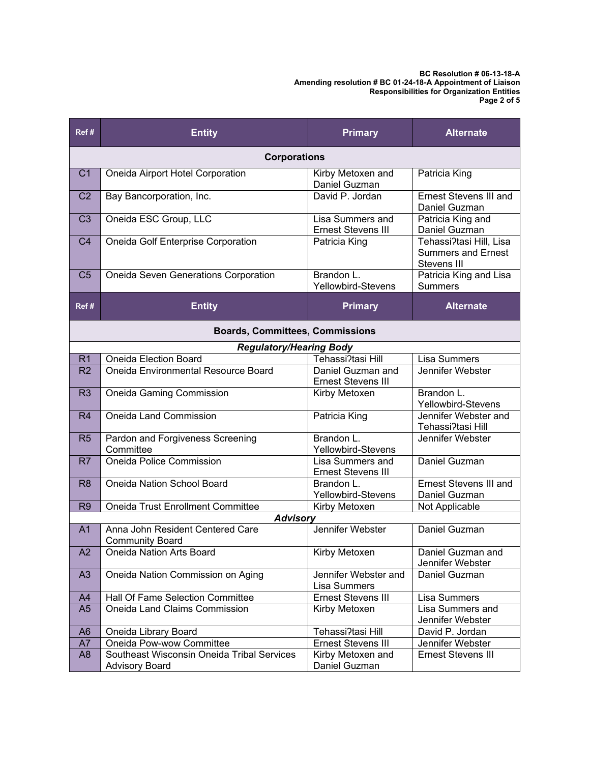| Ref # | Entity | Primary | Alternate |
|---|---|---|---|
| | **Corporations** | | |
| C1 | Oneida Airport Hotel Corporation | Kirby Metoxen and Daniel Guzman | Patricia King |
| C2 | Bay Bancorporation, Inc. | David P. Jordan | Ernest Stevens III and Daniel Guzman |
| C3 | Oneida ESC Group, LLC | Lisa Summers and Ernest Stevens III | Patricia King and Daniel Guzman |
| C4 | Oneida Golf Enterprise Corporation | Patricia King | Tehassiʔtasi Hill, Lisa Summers and Ernest Stevens III |
| C5 | Oneida Seven Generations Corporation | Brandon L. Yellowbird-Stevens | Patricia King and Lisa Summers |

| Ref # | Entity | Primary | Alternate |
|---|---|---|---|
| | **Boards, Committees, Commissions** | | |
| | ***Regulatory/Hearing Body*** | | |
| R1 | Oneida Election Board | Tehassiʔtasi Hill | Lisa Summers |
| R2 | Oneida Environmental Resource Board | Daniel Guzman and Ernest Stevens III | Jennifer Webster |
| R3 | Oneida Gaming Commission | Kirby Metoxen | Brandon L. Yellowbird-Stevens |
| R4 | Oneida Land Commission | Patricia King | Jennifer Webster and Tehassiʔtasi Hill |
| R5 | Pardon and Forgiveness Screening Committee | Brandon L. Yellowbird-Stevens | Jennifer Webster |
| R7 | Oneida Police Commission | Lisa Summers and Ernest Stevens III | Daniel Guzman |
| R8 | Oneida Nation School Board | Brandon L. Yellowbird-Stevens | Ernest Stevens III and Daniel Guzman |
| R9 | Oneida Trust Enrollment Committee | Kirby Metoxen | Not Applicable |
| | ***Advisory*** | | |
| A1 | Anna John Resident Centered Care Community Board | Jennifer Webster | Daniel Guzman |
| A2 | Oneida Nation Arts Board | Kirby Metoxen | Daniel Guzman and Jennifer Webster |
| A3 | Oneida Nation Commission on Aging | Jennifer Webster and Lisa Summers | Daniel Guzman |
| A4 | Hall Of Fame Selection Committee | Ernest Stevens III | Lisa Summers |
| A5 | Oneida Land Claims Commission | Kirby Metoxen | Lisa Summers and Jennifer Webster |
| A6 | Oneida Library Board | Tehassiʔtasi Hill | David P. Jordan |
| A7 | Oneida Pow-wow Committee | Ernest Stevens III | Jennifer Webster |
| A8 | Southeast Wisconsin Oneida Tribal Services Advisory Board | Kirby Metoxen and Daniel Guzman | Ernest Stevens III |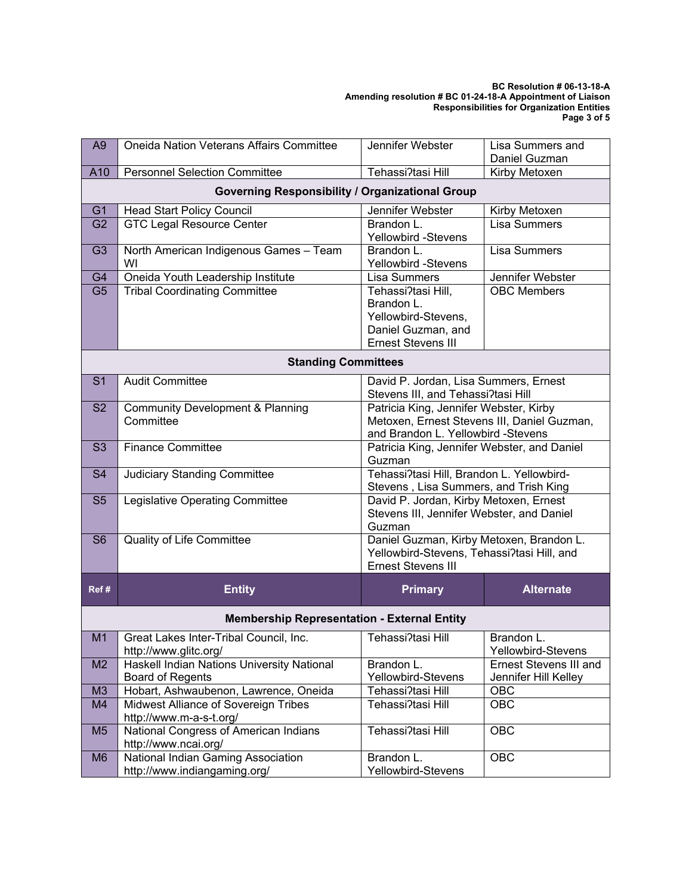| Ref # | Entity | Primary | Alternate |
|---|---|---|---|
| A9 | Oneida Nation Veterans Affairs Committee | Jennifer Webster | Lisa Summers and Daniel Guzman |
| A10 | Personnel Selection Committee | Tehassiʔtasi Hill | Kirby Metoxen |
| **Governing Responsibility / Organizational Group** | | | |
| G1 | Head Start Policy Council | Jennifer Webster | Kirby Metoxen |
| G2 | GTC Legal Resource Center | Brandon L. Yellowbird -Stevens | Lisa Summers |
| G3 | North American Indigenous Games – Team WI | Brandon L. Yellowbird -Stevens | Lisa Summers |
| G4 | Oneida Youth Leadership Institute | Lisa Summers | Jennifer Webster |
| G5 | Tribal Coordinating Committee | Tehassiʔtasi Hill, Brandon L. Yellowbird-Stevens, Daniel Guzman, and Ernest Stevens III | OBC Members |
| **Standing Committees** | | | |
| S1 | Audit Committee | David P. Jordan, Lisa Summers, Ernest Stevens III, and Tehassiʔtasi Hill | |
| S2 | Community Development & Planning Committee | Patricia King, Jennifer Webster, Kirby Metoxen, Ernest Stevens III, Daniel Guzman, and Brandon L. Yellowbird -Stevens | |
| S3 | Finance Committee | Patricia King, Jennifer Webster, and Daniel Guzman | |
| S4 | Judiciary Standing Committee | Tehassiʔtasi Hill, Brandon L. Yellowbird-Stevens , Lisa Summers, and Trish King | |
| S5 | Legislative Operating Committee | David P. Jordan, Kirby Metoxen, Ernest Stevens III, Jennifer Webster, and Daniel Guzman | |
| S6 | Quality of Life Committee | Daniel Guzman, Kirby Metoxen, Brandon L. Yellowbird-Stevens, Tehassiʔtasi Hill, and Ernest Stevens III | |

| Ref # | Entity | Primary | Alternate |
|---|---|---|---|
| **Membership Representation - External Entity** | | | |
| M1 | Great Lakes Inter-Tribal Council, Inc. http://www.glitc.org/ | Tehassiʔtasi Hill | Brandon L. Yellowbird-Stevens |
| M2 | Haskell Indian Nations University National Board of Regents | Brandon L. Yellowbird-Stevens | Ernest Stevens III and Jennifer Hill Kelley |
| M3 | Hobart, Ashwaubenon, Lawrence, Oneida | Tehassiʔtasi Hill | OBC |
| M4 | Midwest Alliance of Sovereign Tribes http://www.m-a-s-t.org/ | Tehassiʔtasi Hill | OBC |
| M5 | National Congress of American Indians http://www.ncai.org/ | Tehassiʔtasi Hill | OBC |
| M6 | National Indian Gaming Association http://www.indiangaming.org/ | Brandon L. Yellowbird-Stevens | OBC |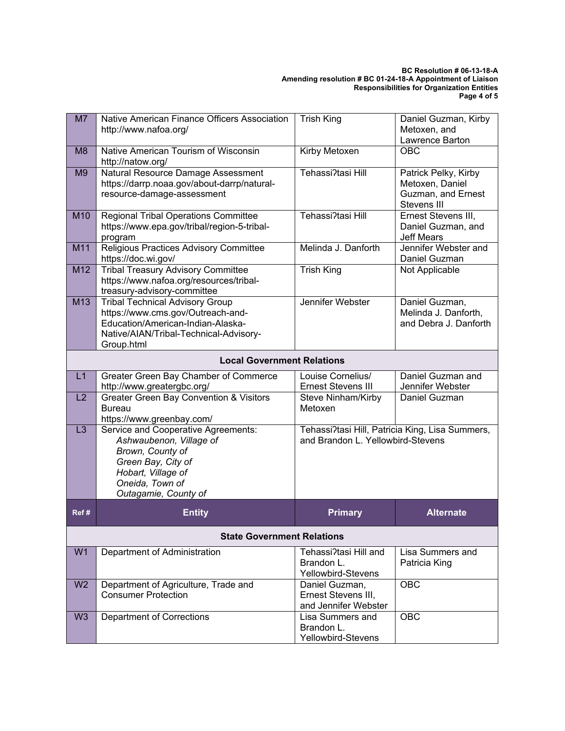| Ref # | Entity | Primary | Alternate |
|---|---|---|---|
| M7 | Native American Finance Officers Association http://www.nafoa.org/ | Trish King | Daniel Guzman, Kirby Metoxen, and Lawrence Barton |
| M8 | Native American Tourism of Wisconsin http://natow.org/ | Kirby Metoxen | OBC |
| M9 | Natural Resource Damage Assessment https://darrp.noaa.gov/about-darrp/natural-resource-damage-assessment | Tehassiʔtasi Hill | Patrick Pelky, Kirby Metoxen, Daniel Guzman, and Ernest Stevens III |
| M10 | Regional Tribal Operations Committee https://www.epa.gov/tribal/region-5-tribal-program | Tehassiʔtasi Hill | Ernest Stevens III, Daniel Guzman, and Jeff Mears |
| M11 | Religious Practices Advisory Committee https://doc.wi.gov/ | Melinda J. Danforth | Jennifer Webster and Daniel Guzman |
| M12 | Tribal Treasury Advisory Committee https://www.nafoa.org/resources/tribal-treasury-advisory-committee | Trish King | Not Applicable |
| M13 | Tribal Technical Advisory Group https://www.cms.gov/Outreach-and-Education/American-Indian-Alaska-Native/AIAN/Tribal-Technical-Advisory-Group.html | Jennifer Webster | Daniel Guzman, Melinda J. Danforth, and Debra J. Danforth |
| | **Local Government Relations** | | |
| L1 | Greater Green Bay Chamber of Commerce http://www.greatergbc.org/ | Louise Cornelius/ Ernest Stevens III | Daniel Guzman and Jennifer Webster |
| L2 | Greater Green Bay Convention & Visitors Bureau https://www.greenbay.com/ | Steve Ninham/Kirby Metoxen | Daniel Guzman |
| L3 | Service and Cooperative Agreements: *Ashwaubenon, Village of* *Brown, County of* *Green Bay, City of* *Hobart, Village of* *Oneida, Town of* *Outagamie, County of* | Tehassiʔtasi Hill, Patricia King, Lisa Summers, and Brandon L. Yellowbird-Stevens | |
| **Ref #** | **Entity** | **Primary** | **Alternate** |
| | **State Government Relations** | | |
| W1 | Department of Administration | Tehassiʔtasi Hill and Brandon L. Yellowbird-Stevens | Lisa Summers and Patricia King |
| W2 | Department of Agriculture, Trade and Consumer Protection | Daniel Guzman, Ernest Stevens III, and Jennifer Webster | OBC |
| W3 | Department of Corrections | Lisa Summers and Brandon L. Yellowbird-Stevens | OBC |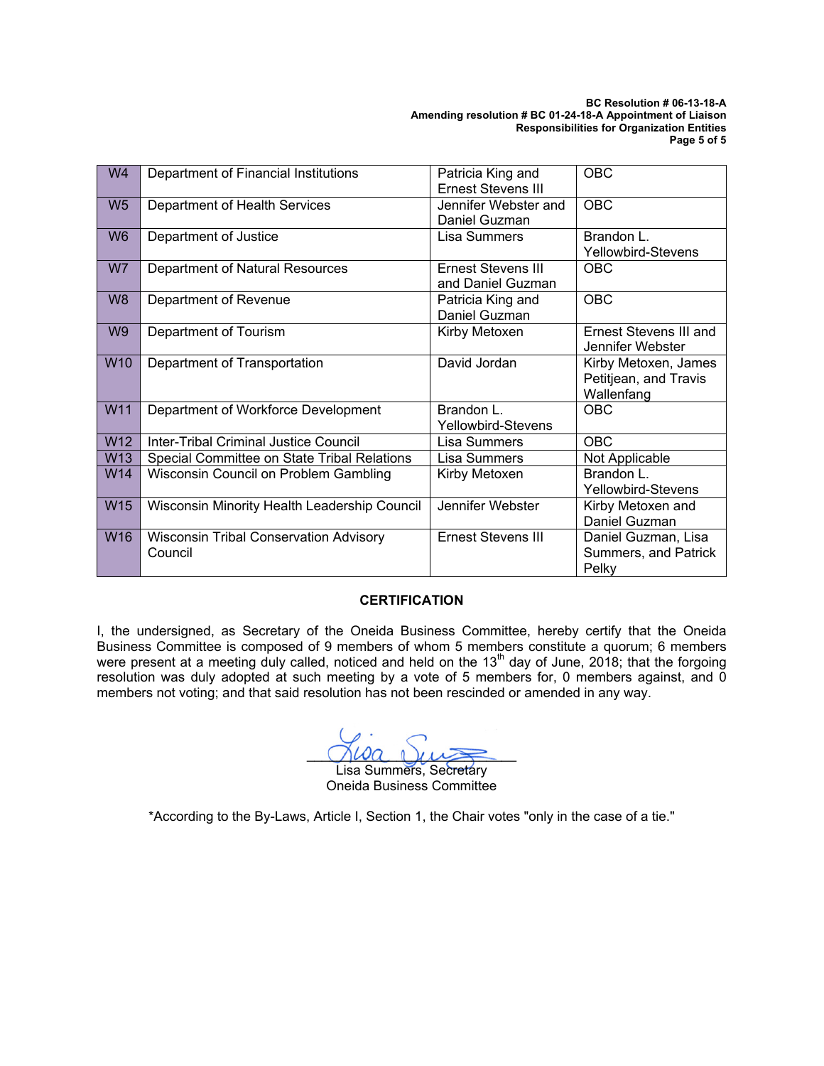| | | | |
|---|---|---|---|
| W4 | Department of Financial Institutions | Patricia King and Ernest Stevens III | OBC |
| W5 | Department of Health Services | Jennifer Webster and Daniel Guzman | OBC |
| W6 | Department of Justice | Lisa Summers | Brandon L. Yellowbird-Stevens |
| W7 | Department of Natural Resources | Ernest Stevens III and Daniel Guzman | OBC |
| W8 | Department of Revenue | Patricia King and Daniel Guzman | OBC |
| W9 | Department of Tourism | Kirby Metoxen | Ernest Stevens III and Jennifer Webster |
| W10 | Department of Transportation | David Jordan | Kirby Metoxen, James Petitjean, and Travis Wallenfang |
| W11 | Department of Workforce Development | Brandon L. Yellowbird-Stevens | OBC |
| W12 | Inter-Tribal Criminal Justice Council | Lisa Summers | OBC |
| W13 | Special Committee on State Tribal Relations | Lisa Summers | Not Applicable |
| W14 | Wisconsin Council on Problem Gambling | Kirby Metoxen | Brandon L. Yellowbird-Stevens |
| W15 | Wisconsin Minority Health Leadership Council | Jennifer Webster | Kirby Metoxen and Daniel Guzman |
| W16 | Wisconsin Tribal Conservation Advisory Council | Ernest Stevens III | Daniel Guzman, Lisa Summers, and Patrick Pelky |

## CERTIFICATION

I, the undersigned, as Secretary of the Oneida Business Committee, hereby certify that the Oneida Business Committee is composed of 9 members of whom 5 members constitute a quorum; 6 members were present at a meeting duly called, noticed and held on the 13th day of June, 2018; that the forgoing resolution was duly adopted at such meeting by a vote of 5 members for, 0 members against, and 0 members not voting; and that said resolution has not been rescinded or amended in any way.

Lisa Summers, Secretary
Oneida Business Committee

*According to the By-Laws, Article I, Section 1, the Chair votes "only in the case of a tie."